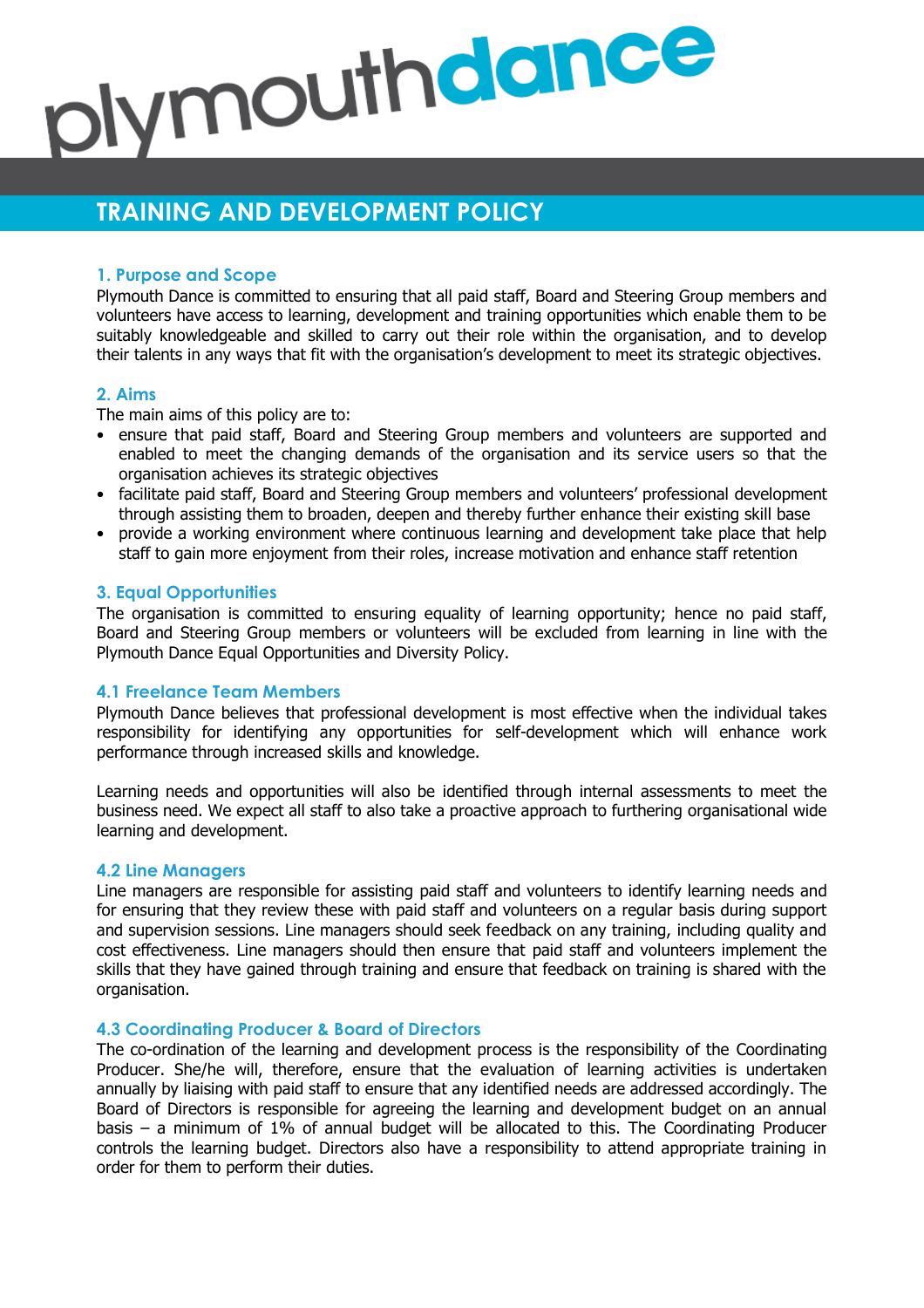# plymouthdance

## TRAINING AND DEVELOPMENT POLICY

### 1. Purpose and Scope

Plymouth Dance is committed to ensuring that all paid staff, Board and Steering Group members and volunteers have access to learning, development and training opportunities which enable them to be suitably knowledgeable and skilled to carry out their role within the organisation, and to develop their talents in any ways that fit with the organisation's development to meet its strategic objectives.

### 2. Aims

The main aims of this policy are to:

- ensure that paid staff, Board and Steering Group members and volunteers are supported and enabled to meet the changing demands of the organisation and its service users so that the organisation achieves its strategic objectives
- facilitate paid staff, Board and Steering Group members and volunteers' professional development through assisting them to broaden, deepen and thereby further enhance their existing skill base
- provide a working environment where continuous learning and development take place that help staff to gain more enjoyment from their roles, increase motivation and enhance staff retention

### 3. Equal Opportunities

The organisation is committed to ensuring equality of learning opportunity; hence no paid staff, Board and Steering Group members or volunteers will be excluded from learning in line with the Plymouth Dance Equal Opportunities and Diversity Policy.

### 4.1 Freelance Team Members

Plymouth Dance believes that professional development is most effective when the individual takes responsibility for identifying any opportunities for self-development which will enhance work performance through increased skills and knowledge.

Learning needs and opportunities will also be identified through internal assessments to meet the business need. We expect all staff to also take a proactive approach to furthering organisational wide learning and development.

### 4.2 Line Managers

Line managers are responsible for assisting paid staff and volunteers to identify learning needs and for ensuring that they review these with paid staff and volunteers on a regular basis during support and supervision sessions. Line managers should seek feedback on any training, including quality and cost effectiveness. Line managers should then ensure that paid staff and volunteers implement the skills that they have gained through training and ensure that feedback on training is shared with the organisation.

### 4.3 Coordinating Producer & Board of Directors

The co-ordination of the learning and development process is the responsibility of the Coordinating Producer. She/he will, therefore, ensure that the evaluation of learning activities is undertaken annually by liaising with paid staff to ensure that any identified needs are addressed accordingly. The Board of Directors is responsible for agreeing the learning and development budget on an annual basis – a minimum of 1% of annual budget will be allocated to this. The Coordinating Producer controls the learning budget. Directors also have a responsibility to attend appropriate training in order for them to perform their duties.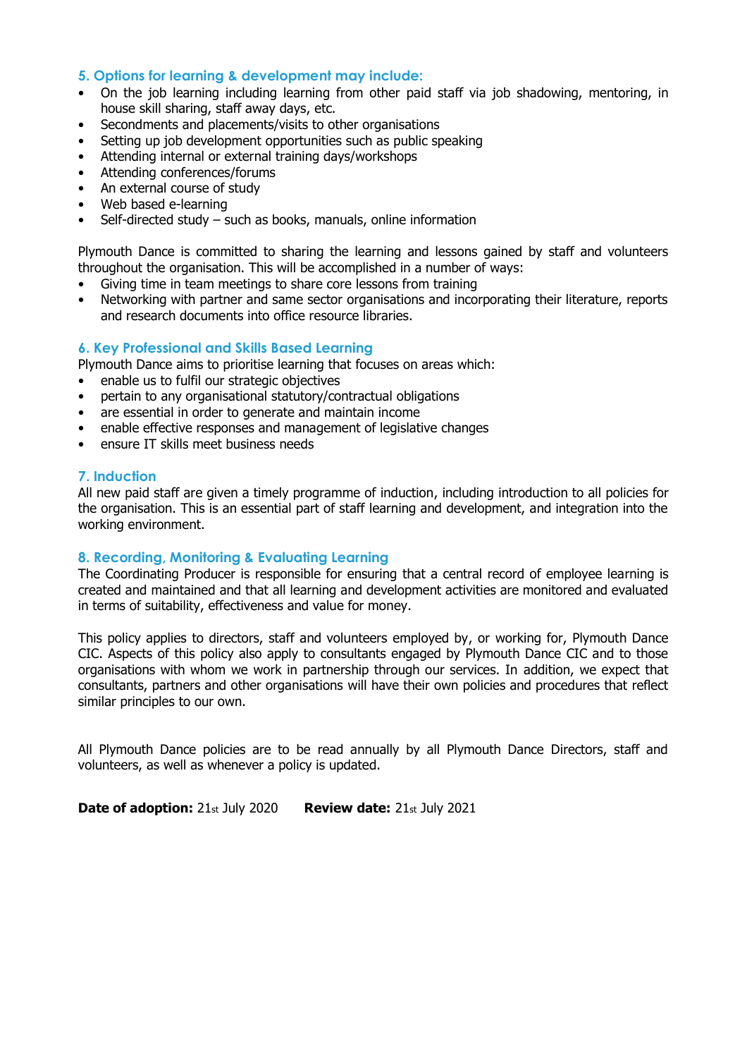## 5. Options for learning & development may include:

- On the job learning including learning from other paid staff via job shadowing, mentoring, in house skill sharing, staff away days, etc.
- Secondments and placements/visits to other organisations
- Setting up job development opportunities such as public speaking
- Attending internal or external training days/workshops
- Attending conferences/forums
- An external course of study
- Web based e-learning
- Self-directed study – such as books, manuals, online information

Plymouth Dance is committed to sharing the learning and lessons gained by staff and volunteers throughout the organisation. This will be accomplished in a number of ways:

- Giving time in team meetings to share core lessons from training
- Networking with partner and same sector organisations and incorporating their literature, reports and research documents into office resource libraries.

## 6. Key Professional and Skills Based Learning

Plymouth Dance aims to prioritise learning that focuses on areas which:

- enable us to fulfil our strategic objectives
- pertain to any organisational statutory/contractual obligations
- are essential in order to generate and maintain income
- enable effective responses and management of legislative changes
- ensure IT skills meet business needs

## 7. Induction

All new paid staff are given a timely programme of induction, including introduction to all policies for the organisation. This is an essential part of staff learning and development, and integration into the working environment.

## 8. Recording, Monitoring & Evaluating Learning

The Coordinating Producer is responsible for ensuring that a central record of employee learning is created and maintained and that all learning and development activities are monitored and evaluated in terms of suitability, effectiveness and value for money.

This policy applies to directors, staff and volunteers employed by, or working for, Plymouth Dance CIC. Aspects of this policy also apply to consultants engaged by Plymouth Dance CIC and to those organisations with whom we work in partnership through our services. In addition, we expect that consultants, partners and other organisations will have their own policies and procedures that reflect similar principles to our own.

All Plymouth Dance policies are to be read annually by all Plymouth Dance Directors, staff and volunteers, as well as whenever a policy is updated.

**Date of adoption:** 21st July 2020 **Review date:** 21st July 2021